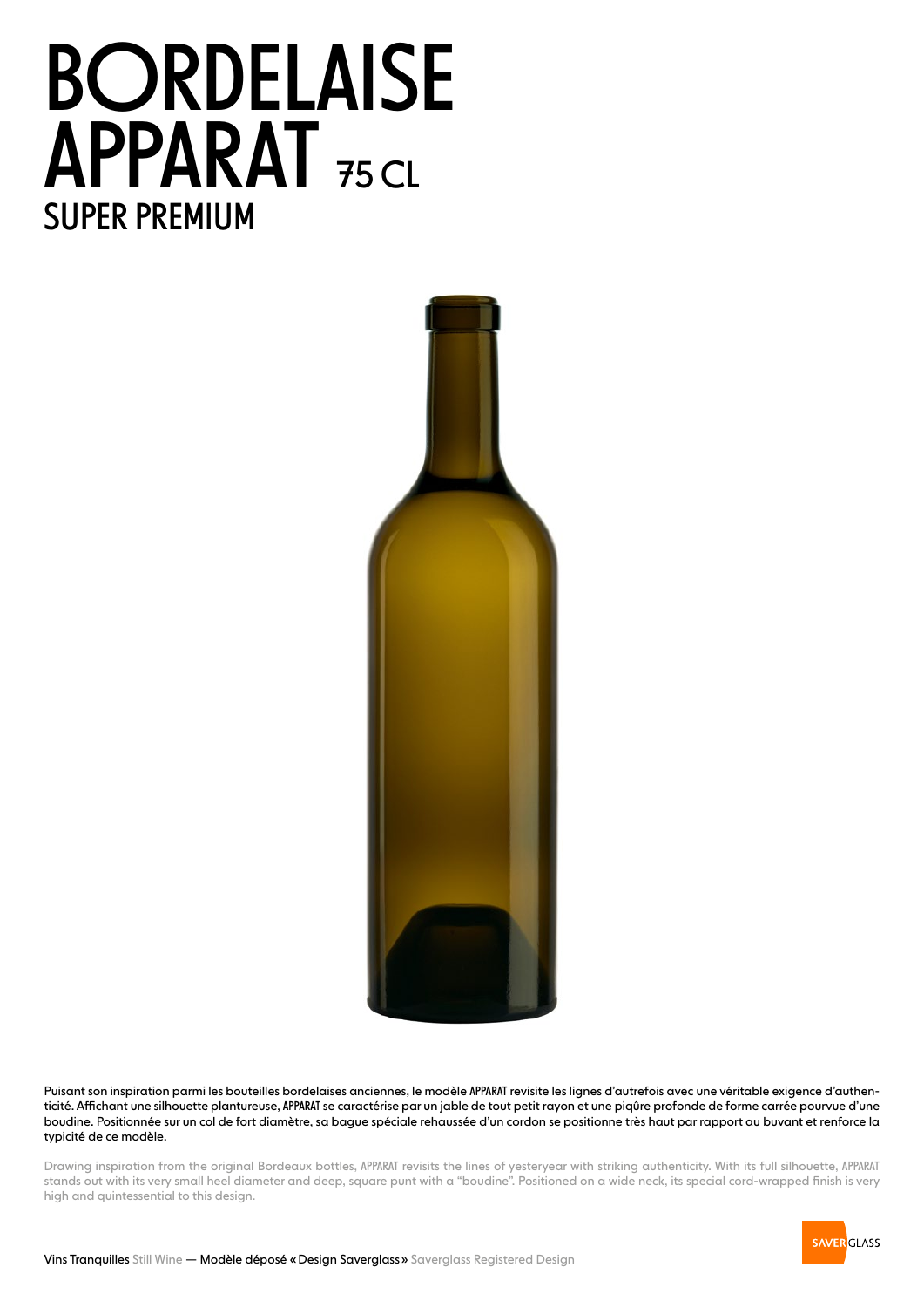# BORDELAISE APPARAT 75 CL

## SUPER PREMIUM

Puisant son inspiration parmi les bouteilles bordelaises anciennes, le modèle APPARAT revisite les lignes d'autrefois avec une véritable exigence d'authenticité. Affichant une silhouette plantureuse, APPARAT se caractérise par un jable de tout petit rayon et une piqûre profonde de forme carrée pourvue d'une boudine. Positionnée sur un col de fort diamètre, sa bague spéciale rehaussée d'un cordon se positionne très haut par rapport au buvant et renforce la typicité de ce modèle.

Drawing inspiration from the original Bordeaux bottles, APPARAT revisits the lines of yesteryear with striking authenticity. With its full silhouette, APPARAT stands out with its very small heel diameter and deep, square punt with a "boudine". Positioned on a wide neck, its special cord-wrapped finish is very high and quintessential to this design.

Vins Tranquilles Still Wine — Modèle déposé « Design Saverglass » Saverglass Registered Design

SAVERGLASS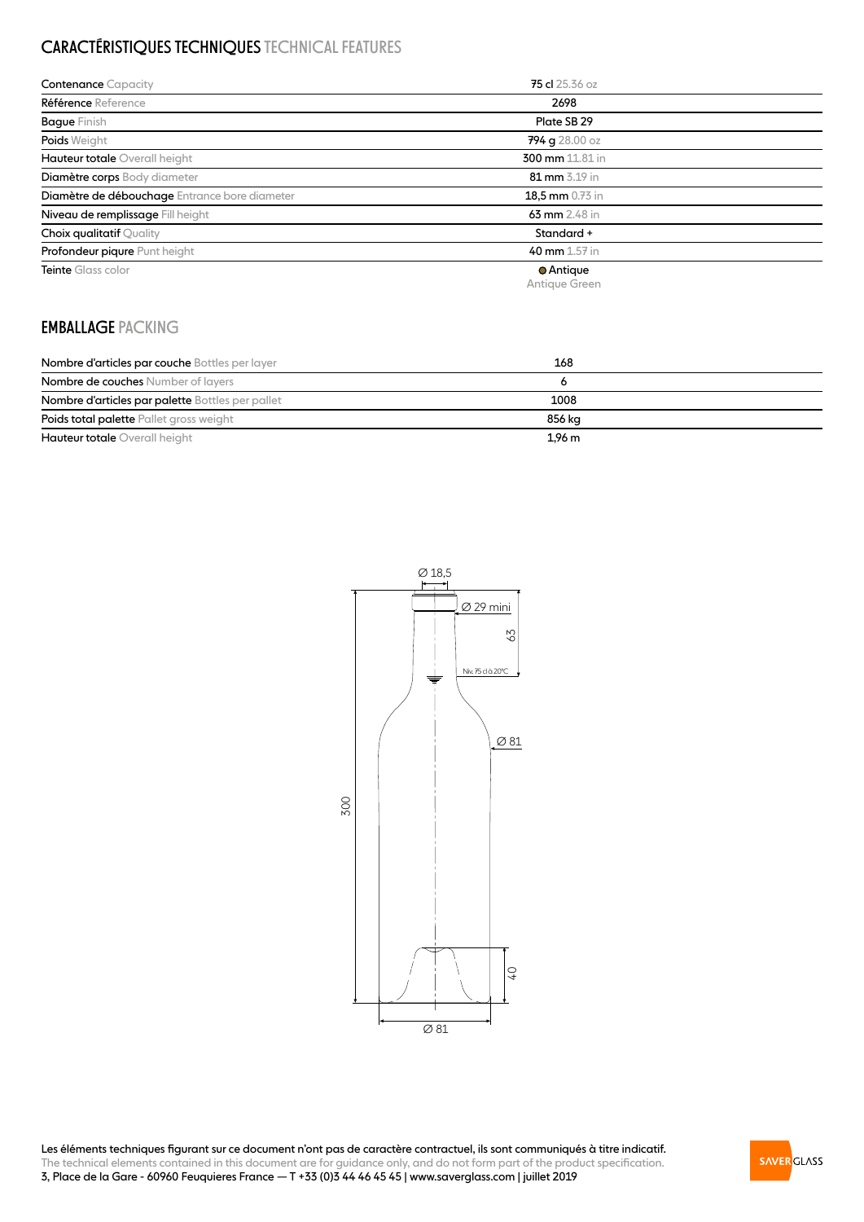## CARACTÉRISTIQUES TECHNIQUES TECHNICAL FEATURES

| | |
|---|---|
| **Contenance** Capacity | **75 cl** 25.36 oz |
| **Référence** Reference | 2698 |
| **Bague** Finish | Plate SB 29 |
| **Poids** Weight | **794 g** 28.00 oz |
| **Hauteur totale** Overall height | **300 mm** 11.81 in |
| **Diamètre corps** Body diameter | **81 mm** 3.19 in |
| **Diamètre de débouchage** Entrance bore diameter | **18,5 mm** 0.73 in |
| **Niveau de remplissage** Fill height | **63 mm** 2.48 in |
| **Choix qualitatif** Quality | Standard + |
| **Profondeur piqure** Punt height | **40 mm** 1.57 in |
| **Teinte** Glass color | Antique<br>Antique Green |

## EMBALLAGE PACKING

| | |
|---|---|
| **Nombre d'articles par couche** Bottles per layer | 168 |
| **Nombre de couches** Number of layers | 6 |
| **Nombre d'articles par palette** Bottles per pallet | 1008 |
| **Poids total palette** Pallet gross weight | 856 kg |
| **Hauteur totale** Overall height | 1,96 m |

Ø 18,5
Ø 29 mini
63
Niv. 75 cl à 20°C
Ø 81
300
40
Ø 81

Les éléments techniques figurant sur ce document n'ont pas de caractère contractuel, ils sont communiqués à titre indicatif.
The technical elements contained in this document are for guidance only, and do not form part of the product specification.
3, Place de la Gare - 60960 Feuquieres France — T +33 (0)3 44 46 45 45 | www.saverglass.com | juillet 2019

SAVERGLASS